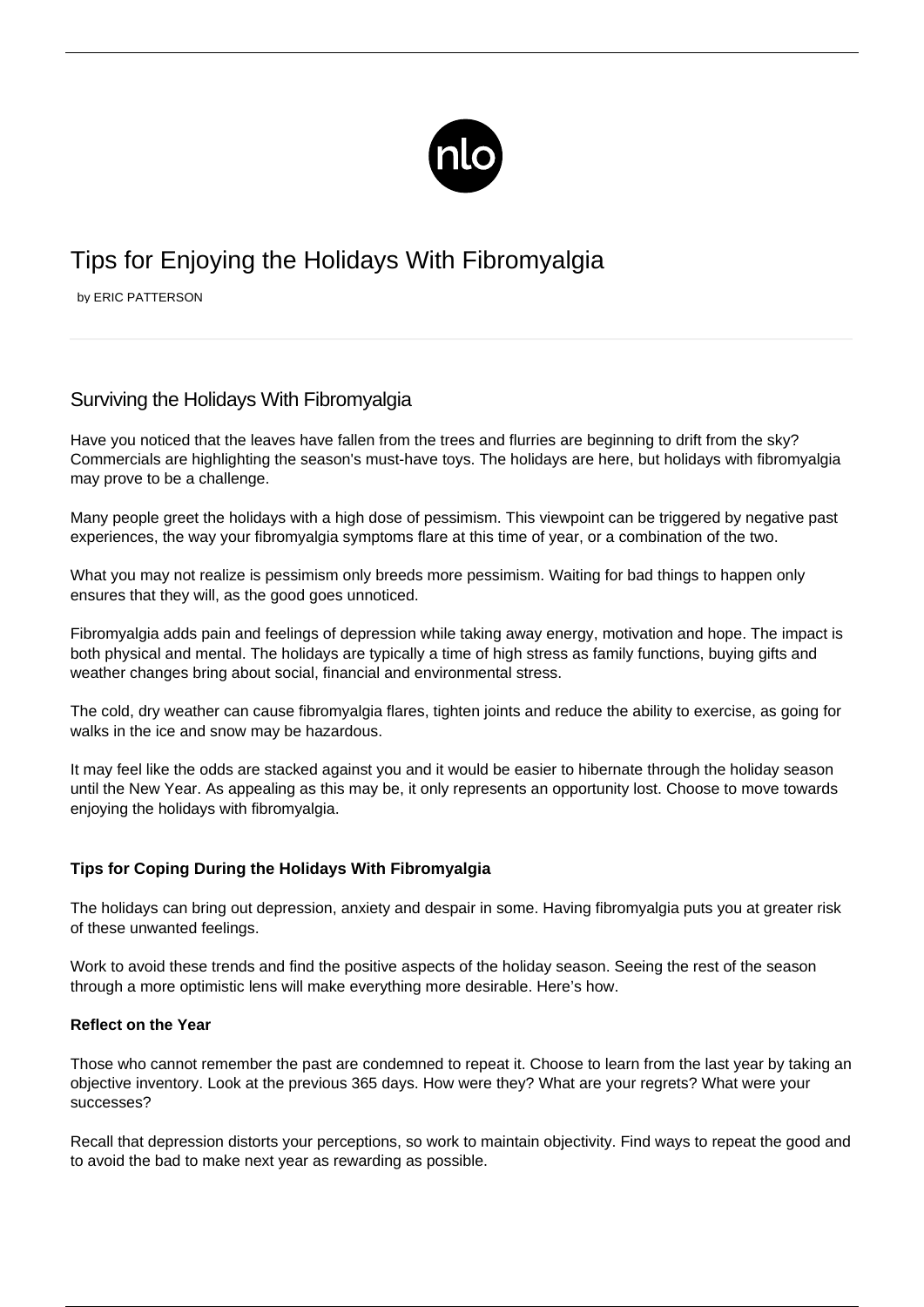# Tips for Enjoying the Holidays With Fibromyalgia

by ERIC PATTERSON

## Surviving the Holidays With Fibromyalgia

Have you noticed that the leaves have fallen from the trees and flurries are beginning to drift from the sky? Commercials are highlighting the season's must-have toys. The holidays are here, but holidays with fibromyalgia may prove to be a challenge.

Many people greet the holidays with a high dose of pessimism. This viewpoint can be triggered by negative past experiences, the way your fibromyalgia symptoms flare at this time of year, or a combination of the two.

What you may not realize is pessimism only breeds more pessimism. Waiting for bad things to happen only ensures that they will, as the good goes unnoticed.

Fibromyalgia adds pain and feelings of depression while taking away energy, motivation and hope. The impact is both physical and mental. The holidays are typically a time of high stress as family functions, buying gifts and weather changes bring about social, financial and environmental stress.

The cold, dry weather can cause fibromyalgia flares, tighten joints and reduce the ability to exercise, as going for walks in the ice and snow may be hazardous.

It may feel like the odds are stacked against you and it would be easier to hibernate through the holiday season until the New Year. As appealing as this may be, it only represents an opportunity lost. Choose to move towards enjoying the holidays with fibromyalgia.

### Tips for Coping During the Holidays With Fibromyalgia

The holidays can bring out depression, anxiety and despair in some. Having fibromyalgia puts you at greater risk of these unwanted feelings.

Work to avoid these trends and find the positive aspects of the holiday season. Seeing the rest of the season through a more optimistic lens will make everything more desirable. Here's how.

#### Reflect on the Year

Those who cannot remember the past are condemned to repeat it. Choose to learn from the last year by taking an objective inventory. Look at the previous 365 days. How were they? What are your regrets? What were your successes?

Recall that depression distorts your perceptions, so work to maintain objectivity. Find ways to repeat the good and to avoid the bad to make next year as rewarding as possible.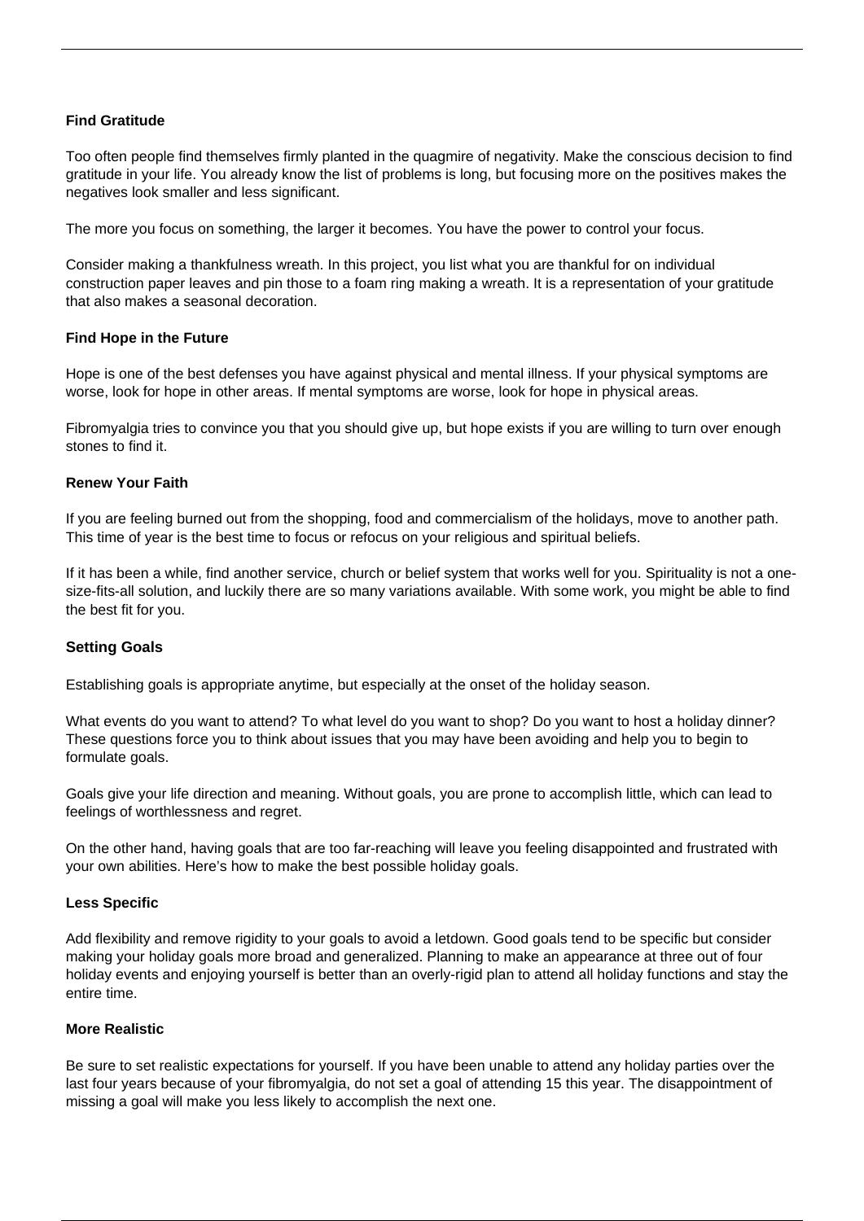### Find Gratitude

Too often people find themselves firmly planted in the quagmire of negativity. Make the conscious decision to find gratitude in your life. You already know the list of problems is long, but focusing more on the positives makes the negatives look smaller and less significant.

The more you focus on something, the larger it becomes. You have the power to control your focus.

Consider making a thankfulness wreath. In this project, you list what you are thankful for on individual construction paper leaves and pin those to a foam ring making a wreath. It is a representation of your gratitude that also makes a seasonal decoration.

### Find Hope in the Future

Hope is one of the best defenses you have against physical and mental illness. If your physical symptoms are worse, look for hope in other areas. If mental symptoms are worse, look for hope in physical areas.

Fibromyalgia tries to convince you that you should give up, but hope exists if you are willing to turn over enough stones to find it.

### Renew Your Faith

If you are feeling burned out from the shopping, food and commercialism of the holidays, move to another path. This time of year is the best time to focus or refocus on your religious and spiritual beliefs.

If it has been a while, find another service, church or belief system that works well for you. Spirituality is not a one-size-fits-all solution, and luckily there are so many variations available. With some work, you might be able to find the best fit for you.

### Setting Goals

Establishing goals is appropriate anytime, but especially at the onset of the holiday season.

What events do you want to attend? To what level do you want to shop? Do you want to host a holiday dinner? These questions force you to think about issues that you may have been avoiding and help you to begin to formulate goals.

Goals give your life direction and meaning. Without goals, you are prone to accomplish little, which can lead to feelings of worthlessness and regret.

On the other hand, having goals that are too far-reaching will leave you feeling disappointed and frustrated with your own abilities. Here's how to make the best possible holiday goals.

#### Less Specific

Add flexibility and remove rigidity to your goals to avoid a letdown. Good goals tend to be specific but consider making your holiday goals more broad and generalized. Planning to make an appearance at three out of four holiday events and enjoying yourself is better than an overly-rigid plan to attend all holiday functions and stay the entire time.

#### More Realistic

Be sure to set realistic expectations for yourself. If you have been unable to attend any holiday parties over the last four years because of your fibromyalgia, do not set a goal of attending 15 this year. The disappointment of missing a goal will make you less likely to accomplish the next one.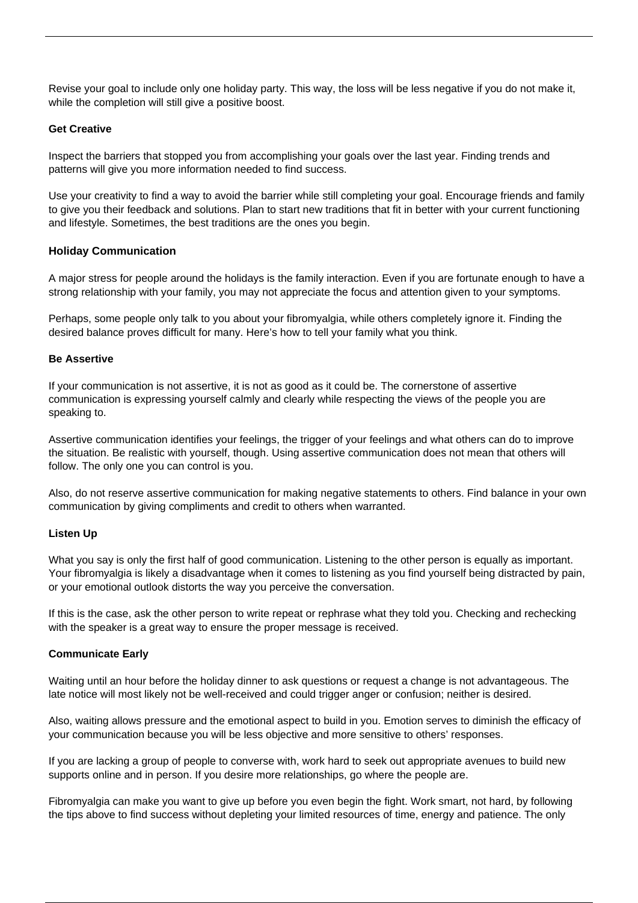Revise your goal to include only one holiday party. This way, the loss will be less negative if you do not make it, while the completion will still give a positive boost.

**Get Creative**

Inspect the barriers that stopped you from accomplishing your goals over the last year. Finding trends and patterns will give you more information needed to find success.

Use your creativity to find a way to avoid the barrier while still completing your goal. Encourage friends and family to give you their feedback and solutions. Plan to start new traditions that fit in better with your current functioning and lifestyle. Sometimes, the best traditions are the ones you begin.

**Holiday Communication**

A major stress for people around the holidays is the family interaction. Even if you are fortunate enough to have a strong relationship with your family, you may not appreciate the focus and attention given to your symptoms.

Perhaps, some people only talk to you about your fibromyalgia, while others completely ignore it. Finding the desired balance proves difficult for many. Here's how to tell your family what you think.

**Be Assertive**

If your communication is not assertive, it is not as good as it could be. The cornerstone of assertive communication is expressing yourself calmly and clearly while respecting the views of the people you are speaking to.

Assertive communication identifies your feelings, the trigger of your feelings and what others can do to improve the situation. Be realistic with yourself, though. Using assertive communication does not mean that others will follow. The only one you can control is you.

Also, do not reserve assertive communication for making negative statements to others. Find balance in your own communication by giving compliments and credit to others when warranted.

**Listen Up**

What you say is only the first half of good communication. Listening to the other person is equally as important. Your fibromyalgia is likely a disadvantage when it comes to listening as you find yourself being distracted by pain, or your emotional outlook distorts the way you perceive the conversation.

If this is the case, ask the other person to write repeat or rephrase what they told you. Checking and rechecking with the speaker is a great way to ensure the proper message is received.

**Communicate Early**

Waiting until an hour before the holiday dinner to ask questions or request a change is not advantageous. The late notice will most likely not be well-received and could trigger anger or confusion; neither is desired.

Also, waiting allows pressure and the emotional aspect to build in you. Emotion serves to diminish the efficacy of your communication because you will be less objective and more sensitive to others' responses.

If you are lacking a group of people to converse with, work hard to seek out appropriate avenues to build new supports online and in person. If you desire more relationships, go where the people are.

Fibromyalgia can make you want to give up before you even begin the fight. Work smart, not hard, by following the tips above to find success without depleting your limited resources of time, energy and patience. The only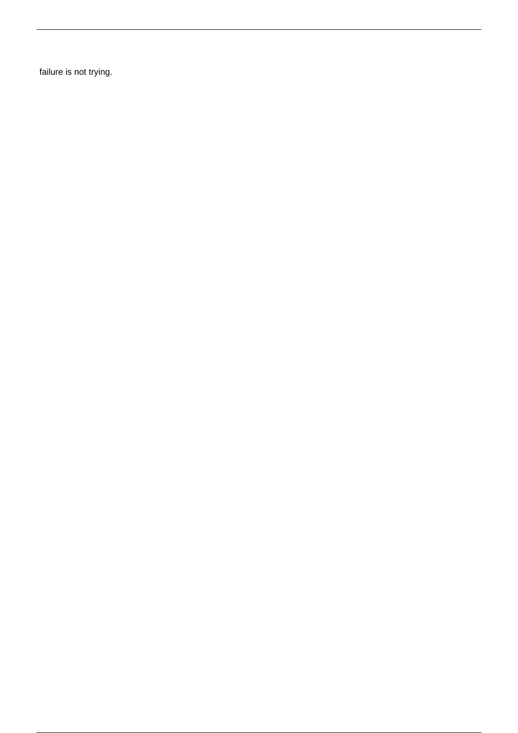failure is not trying.